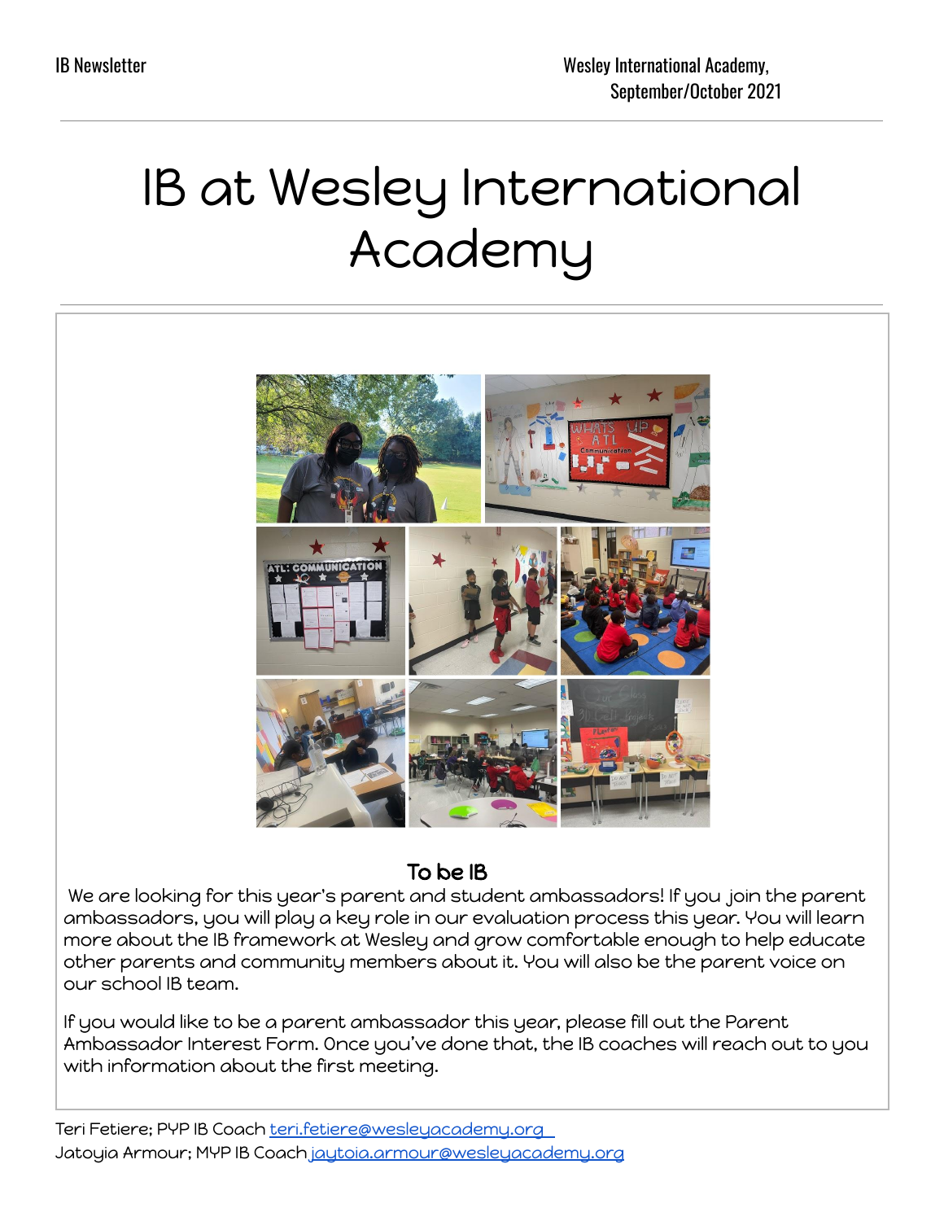IB Newsletter

Wesley International Academy, September/October 2021

# IB at Wesley International Academy

## To be IB

We are looking for this year's parent and student ambassadors! If you join the parent ambassadors, you will play a key role in our evaluation process this year. You will learn more about the IB framework at Wesley and grow comfortable enough to help educate other parents and community members about it. You will also be the parent voice on our school IB team.

If you would like to be a parent ambassador this year, please fill out the Parent Ambassador Interest Form. Once you've done that, the IB coaches will reach out to you with information about the first meeting.

Teri Fetiere; PYP IB Coach teri.fetiere@wesleyacademy.org

Jatoyia Armour; MYP IB Coach jaytoia.armour@wesleyacademy.org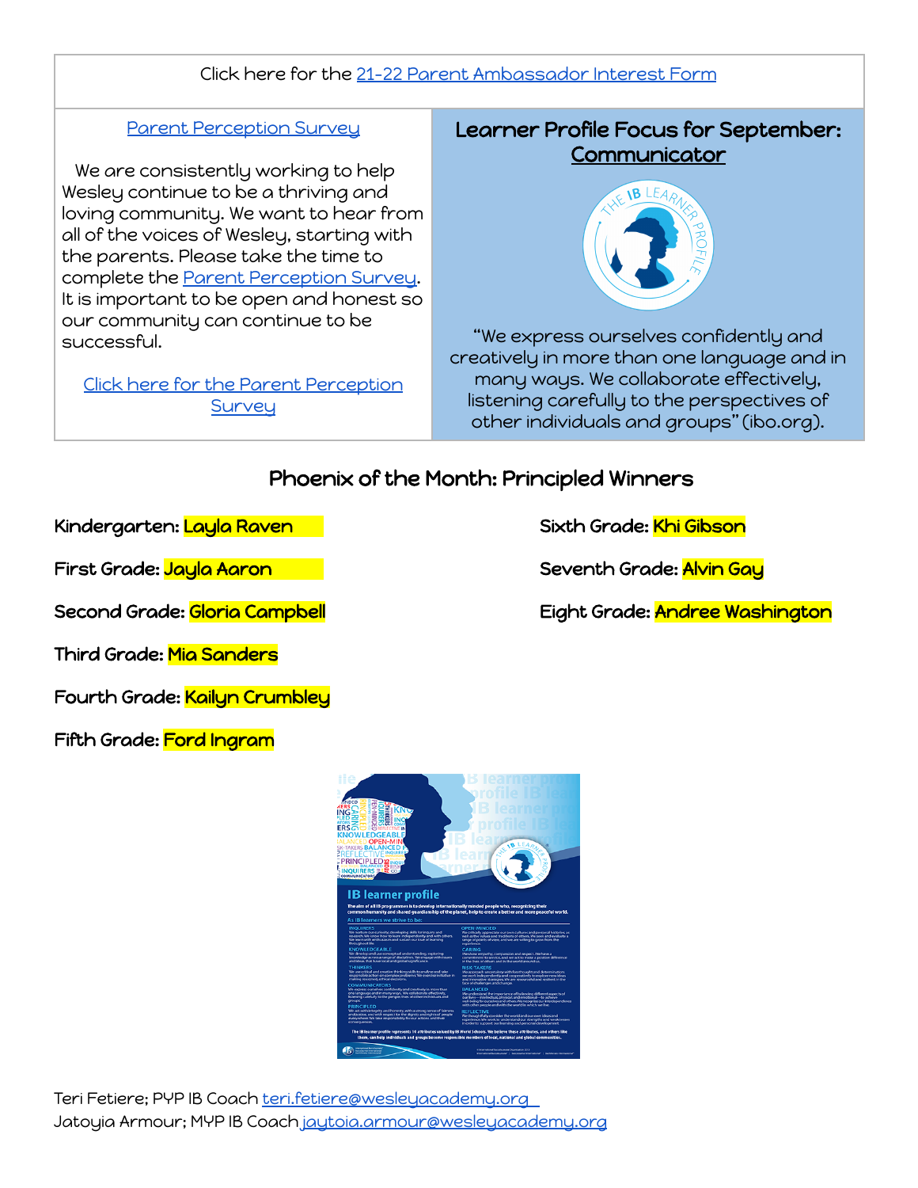Click here for the 21-22 Parent Ambassador Interest Form

## Parent Perception Survey

We are consistently working to help Wesley continue to be a thriving and loving community. We want to hear from all of the voices of Wesley, starting with the parents. Please take the time to complete the Parent Perception Survey. It is important to be open and honest so our community can continue to be successful.

Click here for the Parent Perception Survey

## Learner Profile Focus for September: Communicator

"We express ourselves confidently and creatively in more than one language and in many ways. We collaborate effectively, listening carefully to the perspectives of other individuals and groups" (ibo.org).

## Phoenix of the Month: Principled Winners

Kindergarten: **Layla Raven**

First Grade: **Jayla Aaron**

Second Grade: **Gloria Campbell**

Third Grade: **Mia Sanders**

Fourth Grade: **Kailyn Crumbley**

Fifth Grade: **Ford Ingram**

Sixth Grade: **Khi Gibson**

Seventh Grade: **Alvin Gay**

Eight Grade: **Andree Washington**

Teri Fetiere; PYP IB Coach teri.fetiere@wesleyacademy.org
Jatoyia Armour; MYP IB Coach jaytoia.armour@wesleyacademy.org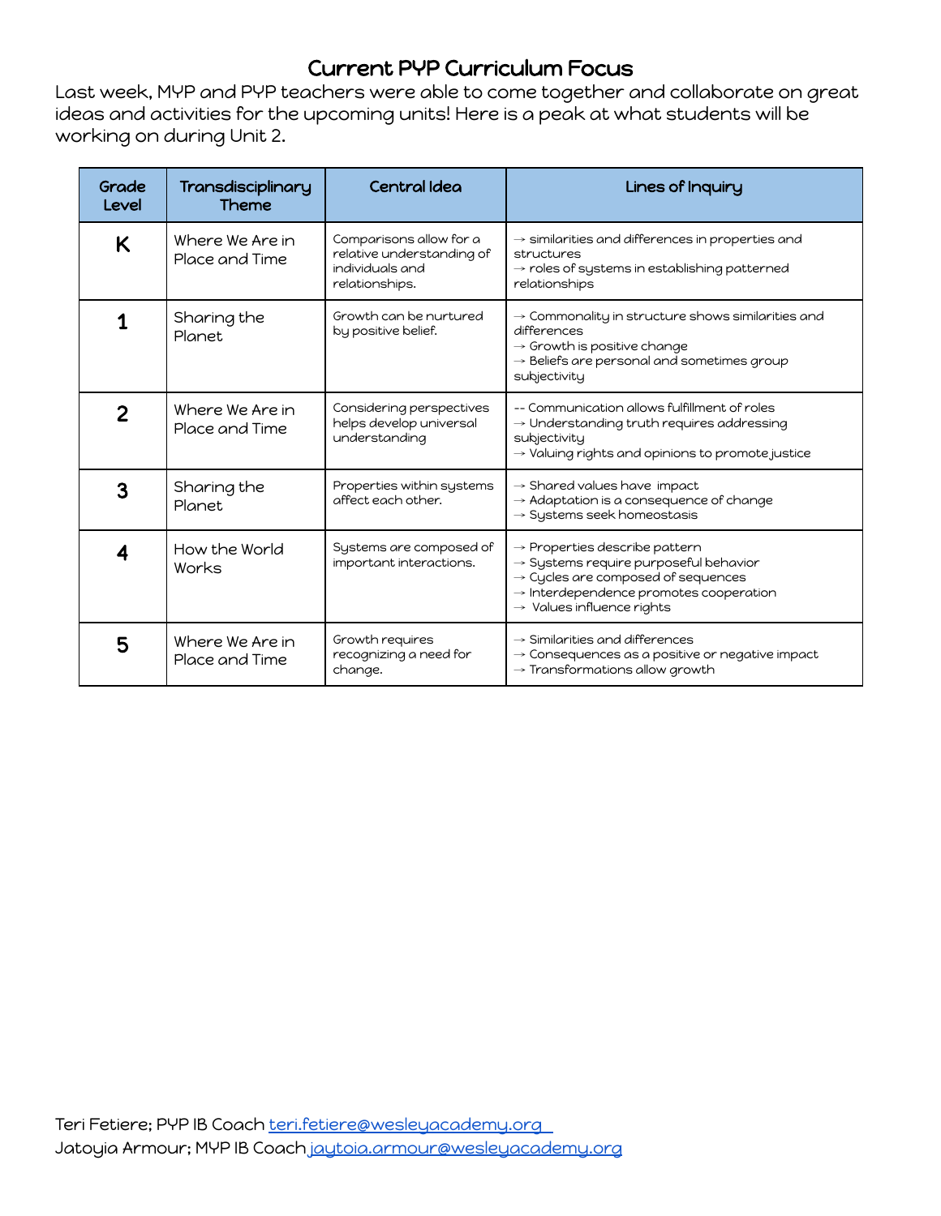# Current PYP Curriculum Focus

Last week, MYP and PYP teachers were able to come together and collaborate on great ideas and activities for the upcoming units! Here is a peak at what students will be working on during Unit 2.

| Grade Level | Transdisciplinary Theme | Central Idea | Lines of Inquiry |
|---|---|---|---|
| K | Where We Are in Place and Time | Comparisons allow for a relative understanding of individuals and relationships. | → similarities and differences in properties and structures<br>→ roles of systems in establishing patterned relationships |
| 1 | Sharing the Planet | Growth can be nurtured by positive belief. | → Commonality in structure shows similarities and differences<br>→ Growth is positive change<br>→ Beliefs are personal and sometimes group subjectivity |
| 2 | Where We Are in Place and Time | Considering perspectives helps develop universal understanding | -- Communication allows fulfillment of roles<br>→ Understanding truth requires addressing subjectivity<br>→ Valuing rights and opinions to promote justice |
| 3 | Sharing the Planet | Properties within systems affect each other. | → Shared values have impact<br>→ Adaptation is a consequence of change<br>→ Systems seek homeostasis |
| 4 | How the World Works | Systems are composed of important interactions. | → Properties describe pattern<br>→ Systems require purposeful behavior<br>→ Cycles are composed of sequences<br>→ Interdependence promotes cooperation<br>→ Values influence rights |
| 5 | Where We Are in Place and Time | Growth requires recognizing a need for change. | → Similarities and differences<br>→ Consequences as a positive or negative impact<br>→ Transformations allow growth |

Teri Fetiere; PYP IB Coach teri.fetiere@wesleyacademy.org
Jatoyia Armour; MYP IB Coach jaytoia.armour@wesleyacademy.org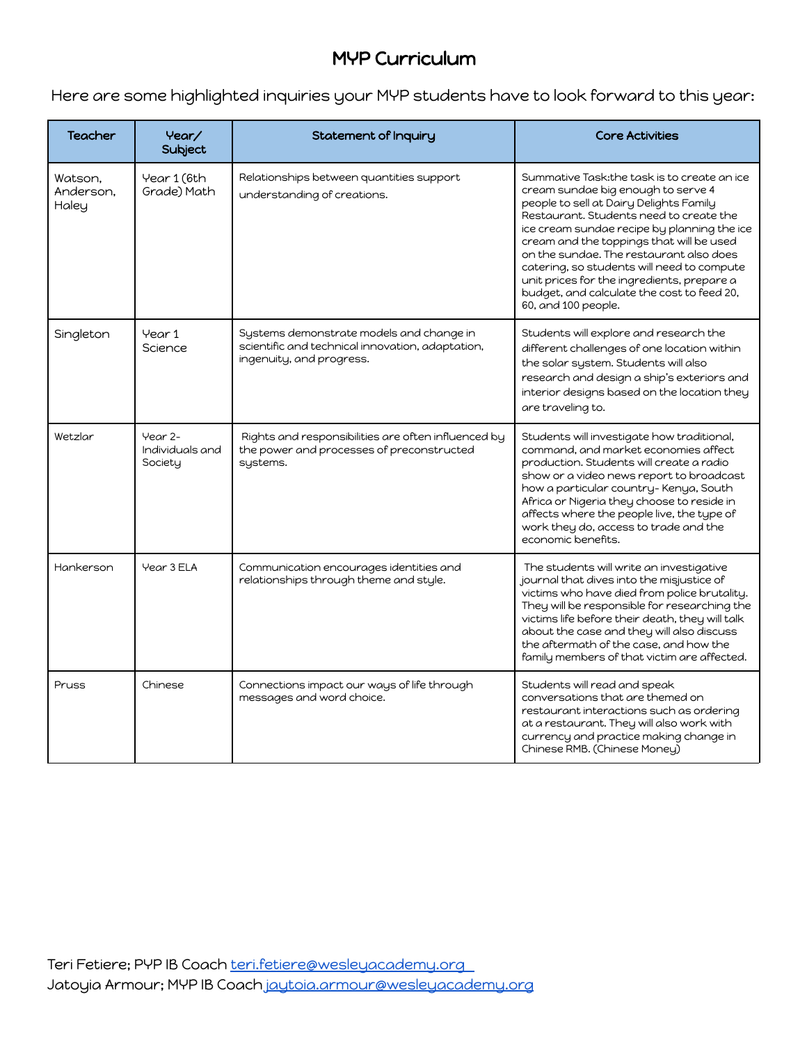# MYP Curriculum

Here are some highlighted inquiries your MYP students have to look forward to this year:

| Teacher | Year/ Subject | Statement of Inquiry | Core Activities |
|---|---|---|---|
| Watson, Anderson, Haley | Year 1 (6th Grade) Math | Relationships between quantities support understanding of creations. | Summative Task:the task is to create an ice cream sundae big enough to serve 4 people to sell at Dairy Delights Family Restaurant. Students need to create the ice cream sundae recipe by planning the ice cream and the toppings that will be used on the sundae. The restaurant also does catering, so students will need to compute unit prices for the ingredients, prepare a budget, and calculate the cost to feed 20, 60, and 100 people. |
| Singleton | Year 1 Science | Systems demonstrate models and change in scientific and technical innovation, adaptation, ingenuity, and progress. | Students will explore and research the different challenges of one location within the solar system. Students will also research and design a ship's exteriors and interior designs based on the location they are traveling to. |
| Wetzlar | Year 2- Individuals and Society | Rights and responsibilities are often influenced by the power and processes of preconstructed systems. | Students will investigate how traditional, command, and market economies affect production. Students will create a radio show or a video news report to broadcast how a particular country- Kenya, South Africa or Nigeria they choose to reside in affects where the people live, the type of work they do, access to trade and the economic benefits. |
| Hankerson | Year 3 ELA | Communication encourages identities and relationships through theme and style. | The students will write an investigative journal that dives into the misjustice of victims who have died from police brutality. They will be responsible for researching the victims life before their death, they will talk about the case and they will also discuss the aftermath of the case, and how the family members of that victim are affected. |
| Pruss | Chinese | Connections impact our ways of life through messages and word choice. | Students will read and speak conversations that are themed on restaurant interactions such as ordering at a restaurant. They will also work with currency and practice making change in Chinese RMB. (Chinese Money) |

Teri Fetiere; PYP IB Coach teri.fetiere@wesleyacademy.org
Jatoyia Armour; MYP IB Coach jaytoia.armour@wesleyacademy.org